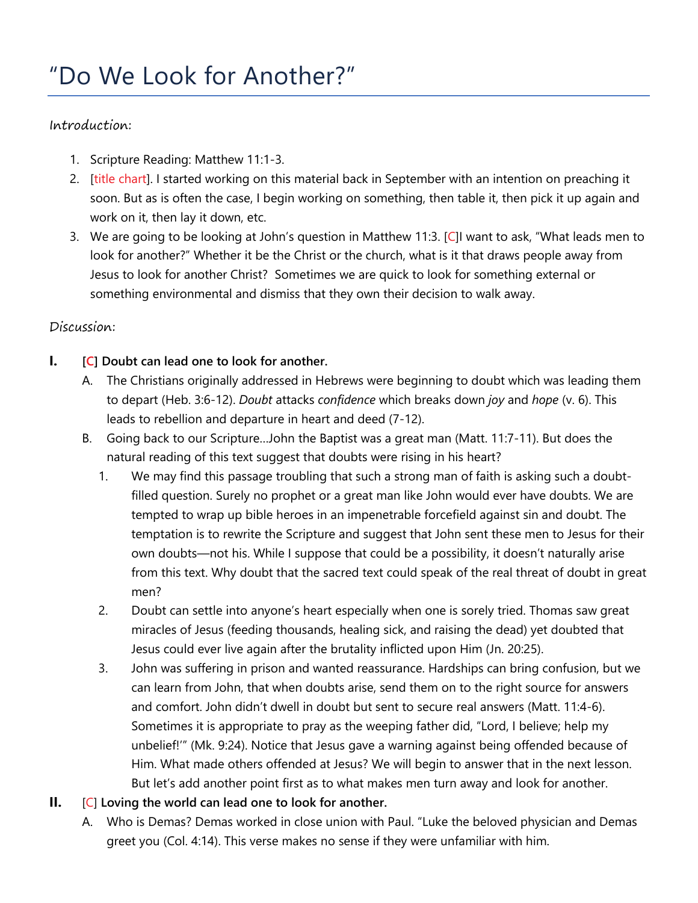// "Do We Look for Another?"

# "Do We Look for Another?"

*Introduction:*

1. Scripture Reading: Matthew 11:1-3.
2. [title chart]. I started working on this material back in September with an intention on preaching it soon. But as is often the case, I begin working on something, then table it, then pick it up again and work on it, then lay it down, etc.
3. We are going to be looking at John's question in Matthew 11:3. [C]I want to ask, "What leads men to look for another?" Whether it be the Christ or the church, what is it that draws people away from Jesus to look for another Christ? Sometimes we are quick to look for something external or something environmental and dismiss that they own their decision to walk away.

*Discussion:*

**I. [C] Doubt can lead one to look for another.**

A. The Christians originally addressed in Hebrews were beginning to doubt which was leading them to depart (Heb. 3:6-12). *Doubt* attacks *confidence* which breaks down *joy* and *hope* (v. 6). This leads to rebellion and departure in heart and deed (7-12).

B. Going back to our Scripture…John the Baptist was a great man (Matt. 11:7-11). But does the natural reading of this text suggest that doubts were rising in his heart?

1. We may find this passage troubling that such a strong man of faith is asking such a doubt-filled question. Surely no prophet or a great man like John would ever have doubts. We are tempted to wrap up bible heroes in an impenetrable forcefield against sin and doubt. The temptation is to rewrite the Scripture and suggest that John sent these men to Jesus for their own doubts—not his. While I suppose that could be a possibility, it doesn't naturally arise from this text. Why doubt that the sacred text could speak of the real threat of doubt in great men?
2. Doubt can settle into anyone's heart especially when one is sorely tried. Thomas saw great miracles of Jesus (feeding thousands, healing sick, and raising the dead) yet doubted that Jesus could ever live again after the brutality inflicted upon Him (Jn. 20:25).
3. John was suffering in prison and wanted reassurance. Hardships can bring confusion, but we can learn from John, that when doubts arise, send them on to the right source for answers and comfort. John didn't dwell in doubt but sent to secure real answers (Matt. 11:4-6). Sometimes it is appropriate to pray as the weeping father did, "Lord, I believe; help my unbelief!'" (Mk. 9:24). Notice that Jesus gave a warning against being offended because of Him. What made others offended at Jesus? We will begin to answer that in the next lesson. But let's add another point first as to what makes men turn away and look for another.

**II. [C] Loving the world can lead one to look for another.**

A. Who is Demas? Demas worked in close union with Paul. "Luke the beloved physician and Demas greet you (Col. 4:14). This verse makes no sense if they were unfamiliar with him.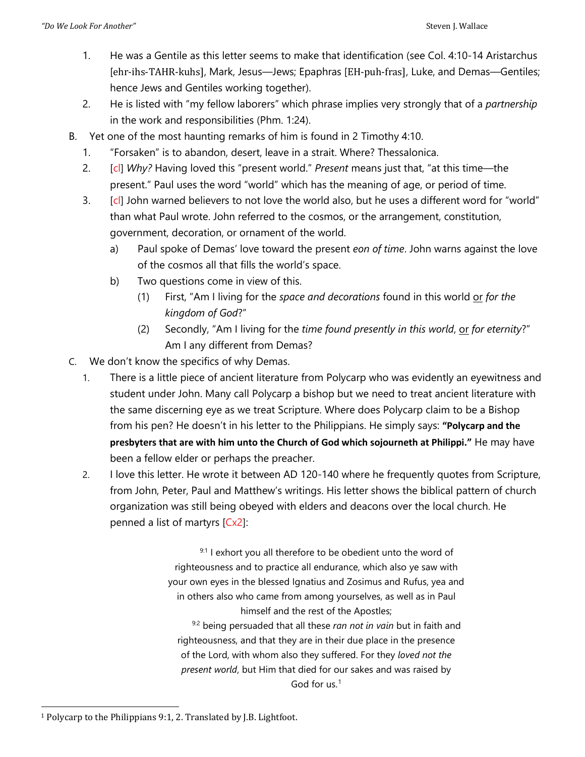1. He was a Gentile as this letter seems to make that identification (see Col. 4:10-14 Aristarchus [ehr-ihs-TAHR-kuhs], Mark, Jesus—Jews; Epaphras [EH-puh-fras], Luke, and Demas—Gentiles; hence Jews and Gentiles working together).
2. He is listed with "my fellow laborers" which phrase implies very strongly that of a *partnership* in the work and responsibilities (Phm. 1:24).

B. Yet one of the most haunting remarks of him is found in 2 Timothy 4:10.
   1. "Forsaken" is to abandon, desert, leave in a strait. Where? Thessalonica.
   2. [cl] *Why?* Having loved this "present world." *Present* means just that, "at this time—the present." Paul uses the word "world" which has the meaning of age, or period of time.
   3. [cl] John warned believers to not love the world also, but he uses a different word for "world" than what Paul wrote. John referred to the cosmos, or the arrangement, constitution, government, decoration, or ornament of the world.
      a) Paul spoke of Demas' love toward the present *eon of time*. John warns against the love of the cosmos all that fills the world's space.
      b) Two questions come in view of this.
         (1) First, "Am I living for the *space and decorations* found in this world or *for the kingdom of God*?"
         (2) Secondly, "Am I living for the *time found presently in this world*, or *for eternity*?" Am I any different from Demas?

C. We don't know the specifics of why Demas.
   1. There is a little piece of ancient literature from Polycarp who was evidently an eyewitness and student under John. Many call Polycarp a bishop but we need to treat ancient literature with the same discerning eye as we treat Scripture. Where does Polycarp claim to be a Bishop from his pen? He doesn't in his letter to the Philippians. He simply says: **"Polycarp and the presbyters that are with him unto the Church of God which sojourneth at Philippi."** He may have been a fellow elder or perhaps the preacher.
   2. I love this letter. He wrote it between AD 120-140 where he frequently quotes from Scripture, from John, Peter, Paul and Matthew's writings. His letter shows the biblical pattern of church organization was still being obeyed with elders and deacons over the local church. He penned a list of martyrs [Cx2]:

> 9:1 I exhort you all therefore to be obedient unto the word of righteousness and to practice all endurance, which also ye saw with your own eyes in the blessed Ignatius and Zosimus and Rufus, yea and in others also who came from among yourselves, as well as in Paul himself and the rest of the Apostles;
>
> 9:2 being persuaded that all these *ran not in vain* but in faith and righteousness, and that they are in their due place in the presence of the Lord, with whom also they suffered. For they *loved not the present world*, but Him that died for our sakes and was raised by God for us.[1]

[1] Polycarp to the Philippians 9:1, 2. Translated by J.B. Lightfoot.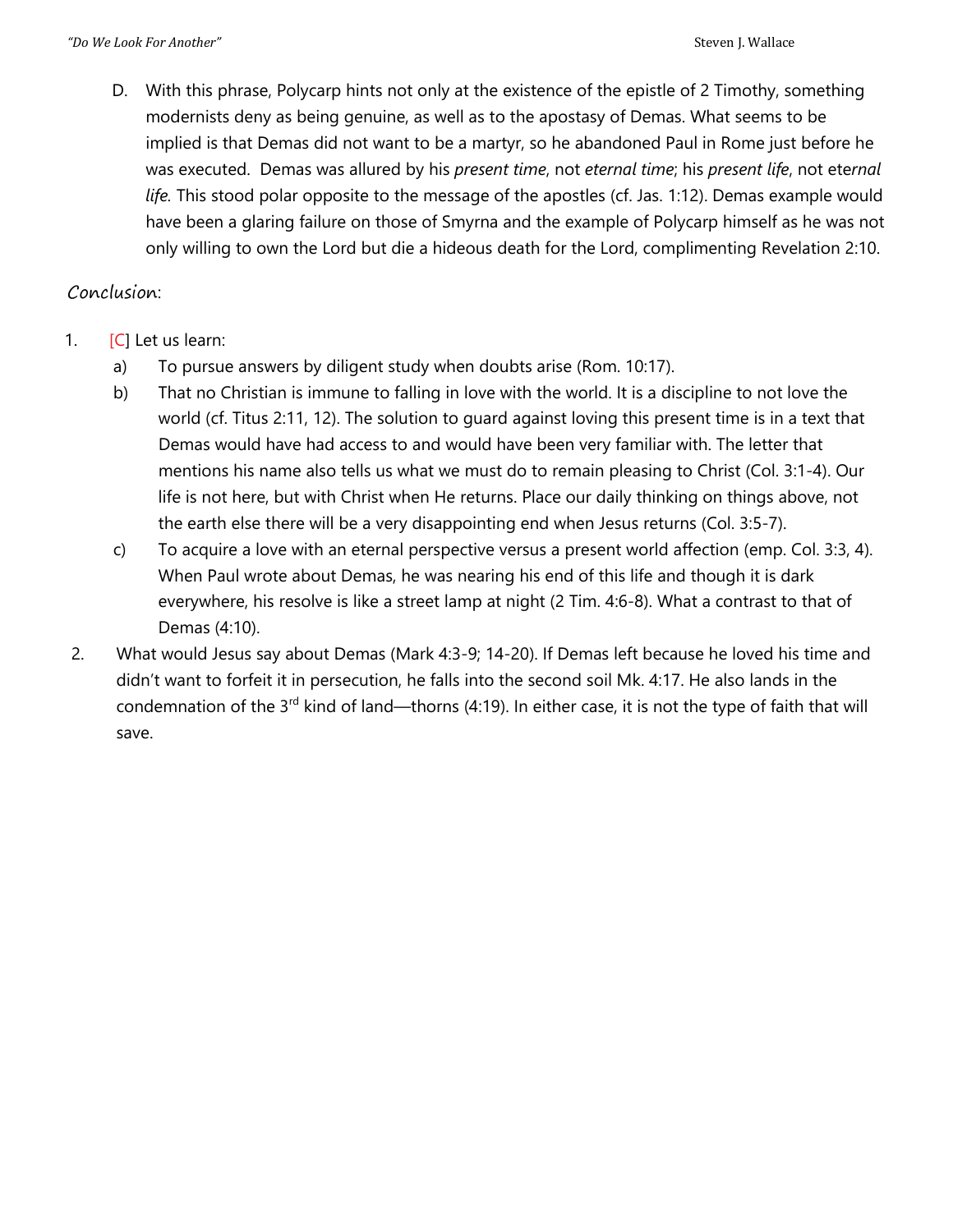D. With this phrase, Polycarp hints not only at the existence of the epistle of 2 Timothy, something modernists deny as being genuine, as well as to the apostasy of Demas. What seems to be implied is that Demas did not want to be a martyr, so he abandoned Paul in Rome just before he was executed. Demas was allured by his *present time*, not *eternal time*; his *present life*, not *eternal life.* This stood polar opposite to the message of the apostles (cf. Jas. 1:12). Demas example would have been a glaring failure on those of Smyrna and the example of Polycarp himself as he was not only willing to own the Lord but die a hideous death for the Lord, complimenting Revelation 2:10.

## Conclusion:

1. [C] Let us learn:
   a) To pursue answers by diligent study when doubts arise (Rom. 10:17).
   b) That no Christian is immune to falling in love with the world. It is a discipline to not love the world (cf. Titus 2:11, 12). The solution to guard against loving this present time is in a text that Demas would have had access to and would have been very familiar with. The letter that mentions his name also tells us what we must do to remain pleasing to Christ (Col. 3:1-4). Our life is not here, but with Christ when He returns. Place our daily thinking on things above, not the earth else there will be a very disappointing end when Jesus returns (Col. 3:5-7).
   c) To acquire a love with an eternal perspective versus a present world affection (emp. Col. 3:3, 4). When Paul wrote about Demas, he was nearing his end of this life and though it is dark everywhere, his resolve is like a street lamp at night (2 Tim. 4:6-8). What a contrast to that of Demas (4:10).
2. What would Jesus say about Demas (Mark 4:3-9; 14-20). If Demas left because he loved his time and didn't want to forfeit it in persecution, he falls into the second soil Mk. 4:17. He also lands in the condemnation of the 3rd kind of land—thorns (4:19). In either case, it is not the type of faith that will save.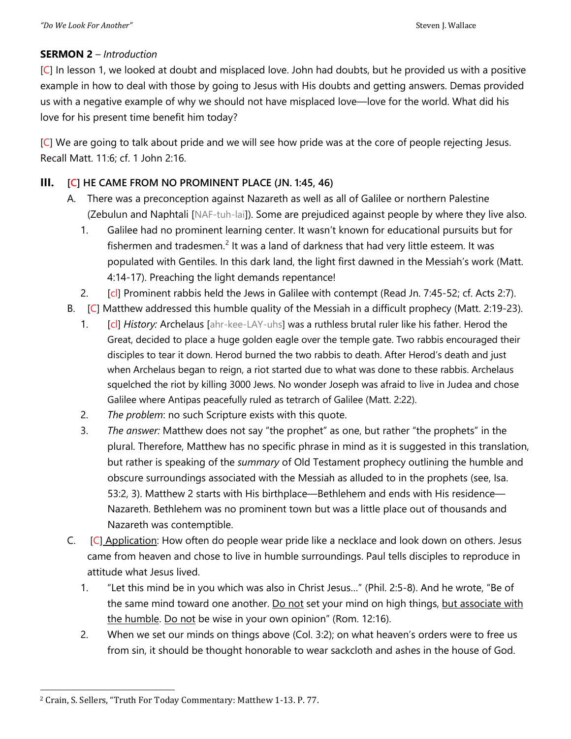**SERMON 2** – *Introduction*

[C] In lesson 1, we looked at doubt and misplaced love. John had doubts, but he provided us with a positive example in how to deal with those by going to Jesus with His doubts and getting answers. Demas provided us with a negative example of why we should not have misplaced love—love for the world. What did his love for his present time benefit him today?

[C] We are going to talk about pride and we will see how pride was at the core of people rejecting Jesus. Recall Matt. 11:6; cf. 1 John 2:16.

## III. [C] HE CAME FROM NO PROMINENT PLACE (JN. 1:45, 46)

A. There was a preconception against Nazareth as well as all of Galilee or northern Palestine (Zebulun and Naphtali [NAF-tuh-lai]). Some are prejudiced against people by where they live also.

   1. Galilee had no prominent learning center. It wasn't known for educational pursuits but for fishermen and tradesmen.[2] It was a land of darkness that had very little esteem. It was populated with Gentiles. In this dark land, the light first dawned in the Messiah's work (Matt. 4:14-17). Preaching the light demands repentance!
   2. [cl] Prominent rabbis held the Jews in Galilee with contempt (Read Jn. 7:45-52; cf. Acts 2:7).

B. [C] Matthew addressed this humble quality of the Messiah in a difficult prophecy (Matt. 2:19-23).

   1. [cl] *History:* Archelaus [ahr-kee-LAY-uhs] was a ruthless brutal ruler like his father. Herod the Great, decided to place a huge golden eagle over the temple gate. Two rabbis encouraged their disciples to tear it down. Herod burned the two rabbis to death. After Herod's death and just when Archelaus began to reign, a riot started due to what was done to these rabbis. Archelaus squelched the riot by killing 3000 Jews. No wonder Joseph was afraid to live in Judea and chose Galilee where Antipas peacefully ruled as tetrarch of Galilee (Matt. 2:22).
   2. *The problem*: no such Scripture exists with this quote.
   3. *The answer:* Matthew does not say "the prophet" as one, but rather "the prophets" in the plural. Therefore, Matthew has no specific phrase in mind as it is suggested in this translation, but rather is speaking of the *summary* of Old Testament prophecy outlining the humble and obscure surroundings associated with the Messiah as alluded to in the prophets (see, Isa. 53:2, 3). Matthew 2 starts with His birthplace—Bethlehem and ends with His residence—Nazareth. Bethlehem was no prominent town but was a little place out of thousands and Nazareth was contemptible.

C. [C] Application: How often do people wear pride like a necklace and look down on others. Jesus came from heaven and chose to live in humble surroundings. Paul tells disciples to reproduce in attitude what Jesus lived.

   1. "Let this mind be in you which was also in Christ Jesus…" (Phil. 2:5-8). And he wrote, "Be of the same mind toward one another. Do not set your mind on high things, but associate with the humble. Do not be wise in your own opinion" (Rom. 12:16).
   2. When we set our minds on things above (Col. 3:2); on what heaven's orders were to free us from sin, it should be thought honorable to wear sackcloth and ashes in the house of God.

---

[2] Crain, S. Sellers, "Truth For Today Commentary: Matthew 1-13. P. 77.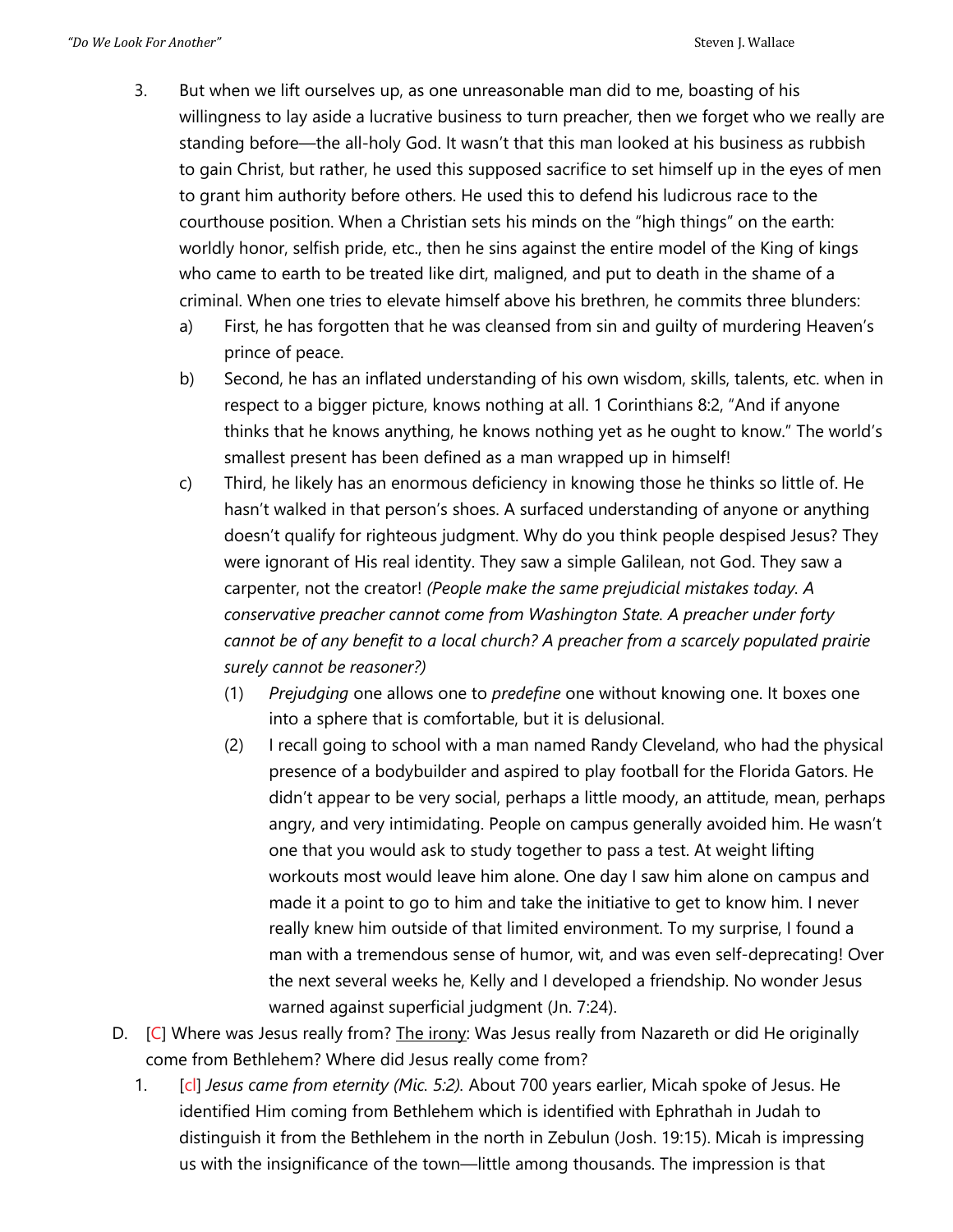3. But when we lift ourselves up, as one unreasonable man did to me, boasting of his willingness to lay aside a lucrative business to turn preacher, then we forget who we really are standing before—the all-holy God. It wasn't that this man looked at his business as rubbish to gain Christ, but rather, he used this supposed sacrifice to set himself up in the eyes of men to grant him authority before others. He used this to defend his ludicrous race to the courthouse position. When a Christian sets his minds on the "high things" on the earth: worldly honor, selfish pride, etc., then he sins against the entire model of the King of kings who came to earth to be treated like dirt, maligned, and put to death in the shame of a criminal. When one tries to elevate himself above his brethren, he commits three blunders:
   a) First, he has forgotten that he was cleansed from sin and guilty of murdering Heaven's prince of peace.
   b) Second, he has an inflated understanding of his own wisdom, skills, talents, etc. when in respect to a bigger picture, knows nothing at all. 1 Corinthians 8:2, "And if anyone thinks that he knows anything, he knows nothing yet as he ought to know." The world's smallest present has been defined as a man wrapped up in himself!
   c) Third, he likely has an enormous deficiency in knowing those he thinks so little of. He hasn't walked in that person's shoes. A surfaced understanding of anyone or anything doesn't qualify for righteous judgment. Why do you think people despised Jesus? They were ignorant of His real identity. They saw a simple Galilean, not God. They saw a carpenter, not the creator! *(People make the same prejudicial mistakes today. A conservative preacher cannot come from Washington State. A preacher under forty cannot be of any benefit to a local church? A preacher from a scarcely populated prairie surely cannot be reasoner?)*
      (1) *Prejudging* one allows one to *predefine* one without knowing one. It boxes one into a sphere that is comfortable, but it is delusional.
      (2) I recall going to school with a man named Randy Cleveland, who had the physical presence of a bodybuilder and aspired to play football for the Florida Gators. He didn't appear to be very social, perhaps a little moody, an attitude, mean, perhaps angry, and very intimidating. People on campus generally avoided him. He wasn't one that you would ask to study together to pass a test. At weight lifting workouts most would leave him alone. One day I saw him alone on campus and made it a point to go to him and take the initiative to get to know him. I never really knew him outside of that limited environment. To my surprise, I found a man with a tremendous sense of humor, wit, and was even self-deprecating! Over the next several weeks he, Kelly and I developed a friendship. No wonder Jesus warned against superficial judgment (Jn. 7:24).

D. [C] Where was Jesus really from? <u>The irony</u>: Was Jesus really from Nazareth or did He originally come from Bethlehem? Where did Jesus really come from?
   1. [cl] *Jesus came from eternity (Mic. 5:2).* About 700 years earlier, Micah spoke of Jesus. He identified Him coming from Bethlehem which is identified with Ephrathah in Judah to distinguish it from the Bethlehem in the north in Zebulun (Josh. 19:15). Micah is impressing us with the insignificance of the town—little among thousands. The impression is that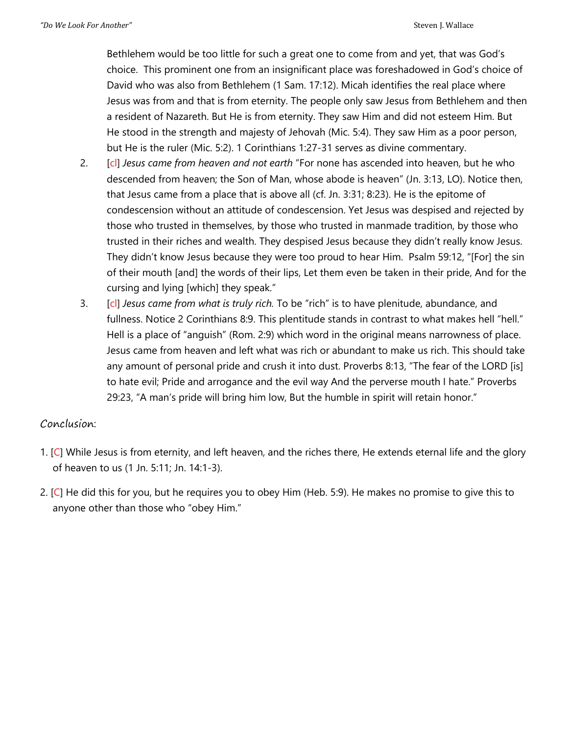Bethlehem would be too little for such a great one to come from and yet, that was God's choice. This prominent one from an insignificant place was foreshadowed in God's choice of David who was also from Bethlehem (1 Sam. 17:12). Micah identifies the real place where Jesus was from and that is from eternity. The people only saw Jesus from Bethlehem and then a resident of Nazareth. But He is from eternity. They saw Him and did not esteem Him. But He stood in the strength and majesty of Jehovah (Mic. 5:4). They saw Him as a poor person, but He is the ruler (Mic. 5:2). 1 Corinthians 1:27-31 serves as divine commentary.

2. [cl] *Jesus came from heaven and not earth* "For none has ascended into heaven, but he who descended from heaven; the Son of Man, whose abode is heaven" (Jn. 3:13, LO). Notice then, that Jesus came from a place that is above all (cf. Jn. 3:31; 8:23). He is the epitome of condescension without an attitude of condescension. Yet Jesus was despised and rejected by those who trusted in themselves, by those who trusted in manmade tradition, by those who trusted in their riches and wealth. They despised Jesus because they didn't really know Jesus. They didn't know Jesus because they were too proud to hear Him. Psalm 59:12, "[For] the sin of their mouth [and] the words of their lips, Let them even be taken in their pride, And for the cursing and lying [which] they speak."
3. [cl] *Jesus came from what is truly rich.* To be "rich" is to have plenitude, abundance, and fullness. Notice 2 Corinthians 8:9. This plentitude stands in contrast to what makes hell "hell." Hell is a place of "anguish" (Rom. 2:9) which word in the original means narrowness of place. Jesus came from heaven and left what was rich or abundant to make us rich. This should take any amount of personal pride and crush it into dust. Proverbs 8:13, "The fear of the LORD [is] to hate evil; Pride and arrogance and the evil way And the perverse mouth I hate." Proverbs 29:23, "A man's pride will bring him low, But the humble in spirit will retain honor."

## Conclusion:

1. [C] While Jesus is from eternity, and left heaven, and the riches there, He extends eternal life and the glory of heaven to us (1 Jn. 5:11; Jn. 14:1-3).
2. [C] He did this for you, but he requires you to obey Him (Heb. 5:9). He makes no promise to give this to anyone other than those who "obey Him."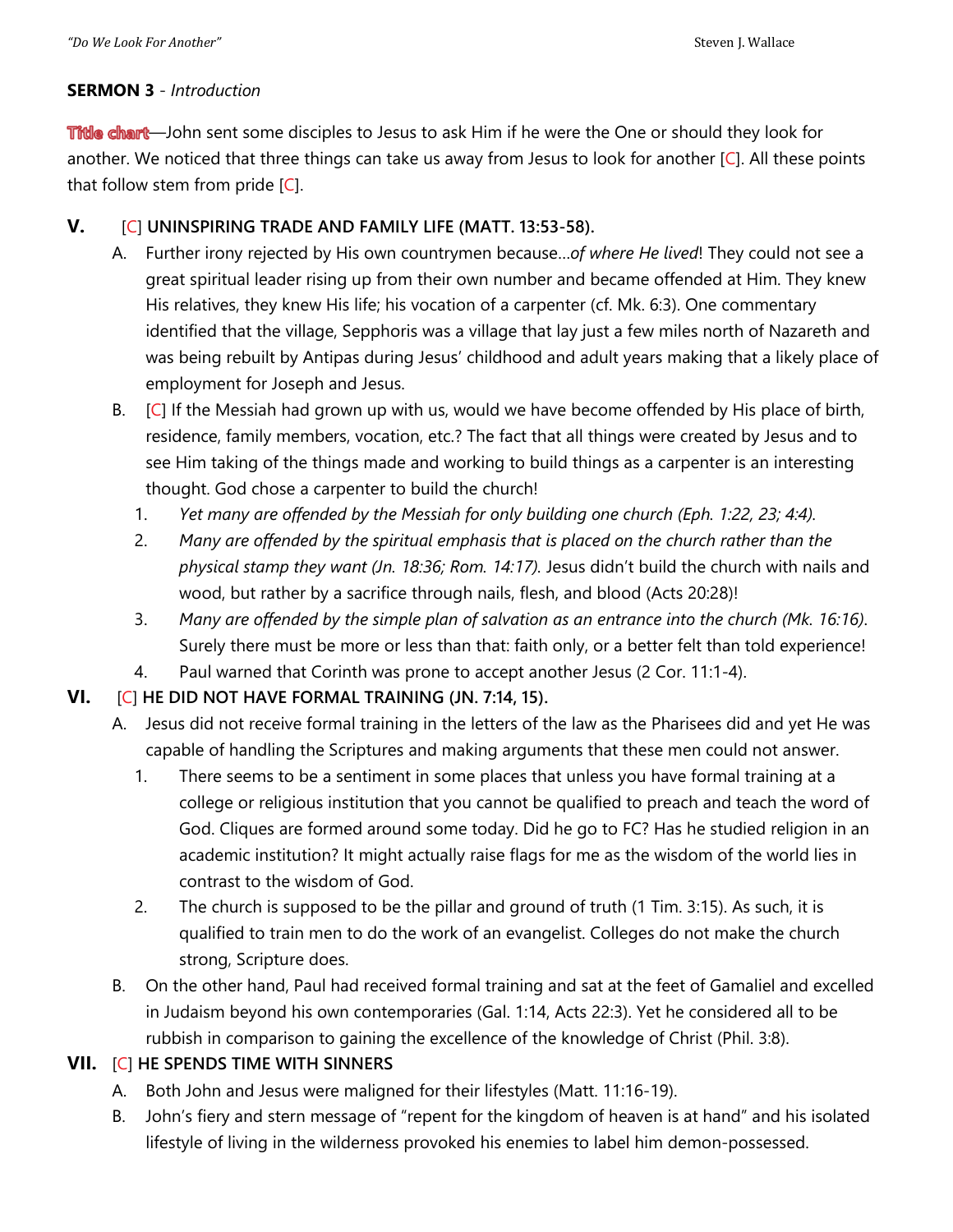**SERMON 3** - *Introduction*

**Title chart**—John sent some disciples to Jesus to ask Him if he were the One or should they look for another. We noticed that three things can take us away from Jesus to look for another [C]. All these points that follow stem from pride [C].

**V.** [C] **UNINSPIRING TRADE AND FAMILY LIFE (MATT. 13:53-58).**

A. Further irony rejected by His own countrymen because…*of where He lived*! They could not see a great spiritual leader rising up from their own number and became offended at Him. They knew His relatives, they knew His life; his vocation of a carpenter (cf. Mk. 6:3). One commentary identified that the village, Sepphoris was a village that lay just a few miles north of Nazareth and was being rebuilt by Antipas during Jesus' childhood and adult years making that a likely place of employment for Joseph and Jesus.

B. [C] If the Messiah had grown up with us, would we have become offended by His place of birth, residence, family members, vocation, etc.? The fact that all things were created by Jesus and to see Him taking of the things made and working to build things as a carpenter is an interesting thought. God chose a carpenter to build the church!

1. *Yet many are offended by the Messiah for only building one church (Eph. 1:22, 23; 4:4).*
2. *Many are offended by the spiritual emphasis that is placed on the church rather than the physical stamp they want (Jn. 18:36; Rom. 14:17).* Jesus didn't build the church with nails and wood, but rather by a sacrifice through nails, flesh, and blood (Acts 20:28)!
3. *Many are offended by the simple plan of salvation as an entrance into the church (Mk. 16:16)*. Surely there must be more or less than that: faith only, or a better felt than told experience!
4. Paul warned that Corinth was prone to accept another Jesus (2 Cor. 11:1-4).

**VI.** [C] **HE DID NOT HAVE FORMAL TRAINING (JN. 7:14, 15).**

A. Jesus did not receive formal training in the letters of the law as the Pharisees did and yet He was capable of handling the Scriptures and making arguments that these men could not answer.

1. There seems to be a sentiment in some places that unless you have formal training at a college or religious institution that you cannot be qualified to preach and teach the word of God. Cliques are formed around some today. Did he go to FC? Has he studied religion in an academic institution? It might actually raise flags for me as the wisdom of the world lies in contrast to the wisdom of God.
2. The church is supposed to be the pillar and ground of truth (1 Tim. 3:15). As such, it is qualified to train men to do the work of an evangelist. Colleges do not make the church strong, Scripture does.

B. On the other hand, Paul had received formal training and sat at the feet of Gamaliel and excelled in Judaism beyond his own contemporaries (Gal. 1:14, Acts 22:3). Yet he considered all to be rubbish in comparison to gaining the excellence of the knowledge of Christ (Phil. 3:8).

**VII.** [C] **HE SPENDS TIME WITH SINNERS**

A. Both John and Jesus were maligned for their lifestyles (Matt. 11:16-19).

B. John's fiery and stern message of "repent for the kingdom of heaven is at hand" and his isolated lifestyle of living in the wilderness provoked his enemies to label him demon-possessed.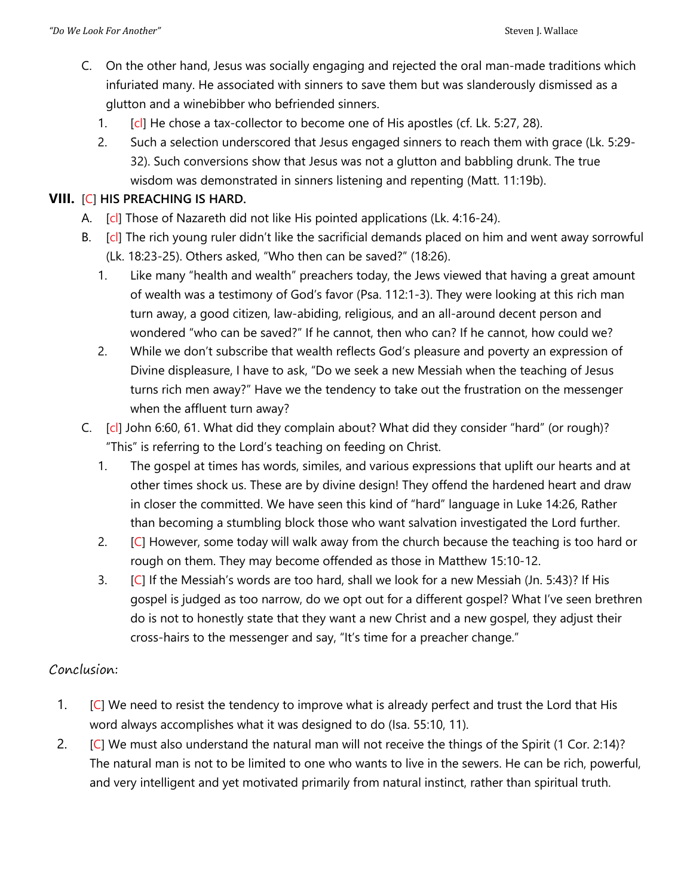C. On the other hand, Jesus was socially engaging and rejected the oral man-made traditions which infuriated many. He associated with sinners to save them but was slanderously dismissed as a glutton and a winebibber who befriended sinners.

   1. [cl] He chose a tax-collector to become one of His apostles (cf. Lk. 5:27, 28).
   2. Such a selection underscored that Jesus engaged sinners to reach them with grace (Lk. 5:29-32). Such conversions show that Jesus was not a glutton and babbling drunk. The true wisdom was demonstrated in sinners listening and repenting (Matt. 11:19b).

## VIII. [C] HIS PREACHING IS HARD.

A. [cl] Those of Nazareth did not like His pointed applications (Lk. 4:16-24).

B. [cl] The rich young ruler didn't like the sacrificial demands placed on him and went away sorrowful (Lk. 18:23-25). Others asked, "Who then can be saved?" (18:26).

   1. Like many "health and wealth" preachers today, the Jews viewed that having a great amount of wealth was a testimony of God's favor (Psa. 112:1-3). They were looking at this rich man turn away, a good citizen, law-abiding, religious, and an all-around decent person and wondered "who can be saved?" If he cannot, then who can? If he cannot, how could we?
   2. While we don't subscribe that wealth reflects God's pleasure and poverty an expression of Divine displeasure, I have to ask, "Do we seek a new Messiah when the teaching of Jesus turns rich men away?" Have we the tendency to take out the frustration on the messenger when the affluent turn away?

C. [cl] John 6:60, 61. What did they complain about? What did they consider "hard" (or rough)? "This" is referring to the Lord's teaching on feeding on Christ.

   1. The gospel at times has words, similes, and various expressions that uplift our hearts and at other times shock us. These are by divine design! They offend the hardened heart and draw in closer the committed. We have seen this kind of "hard" language in Luke 14:26, Rather than becoming a stumbling block those who want salvation investigated the Lord further.
   2. [C] However, some today will walk away from the church because the teaching is too hard or rough on them. They may become offended as those in Matthew 15:10-12.
   3. [C] If the Messiah's words are too hard, shall we look for a new Messiah (Jn. 5:43)? If His gospel is judged as too narrow, do we opt out for a different gospel? What I've seen brethren do is not to honestly state that they want a new Christ and a new gospel, they adjust their cross-hairs to the messenger and say, "It's time for a preacher change."

## Conclusion:

1. [C] We need to resist the tendency to improve what is already perfect and trust the Lord that His word always accomplishes what it was designed to do (Isa. 55:10, 11).
2. [C] We must also understand the natural man will not receive the things of the Spirit (1 Cor. 2:14)? The natural man is not to be limited to one who wants to live in the sewers. He can be rich, powerful, and very intelligent and yet motivated primarily from natural instinct, rather than spiritual truth.